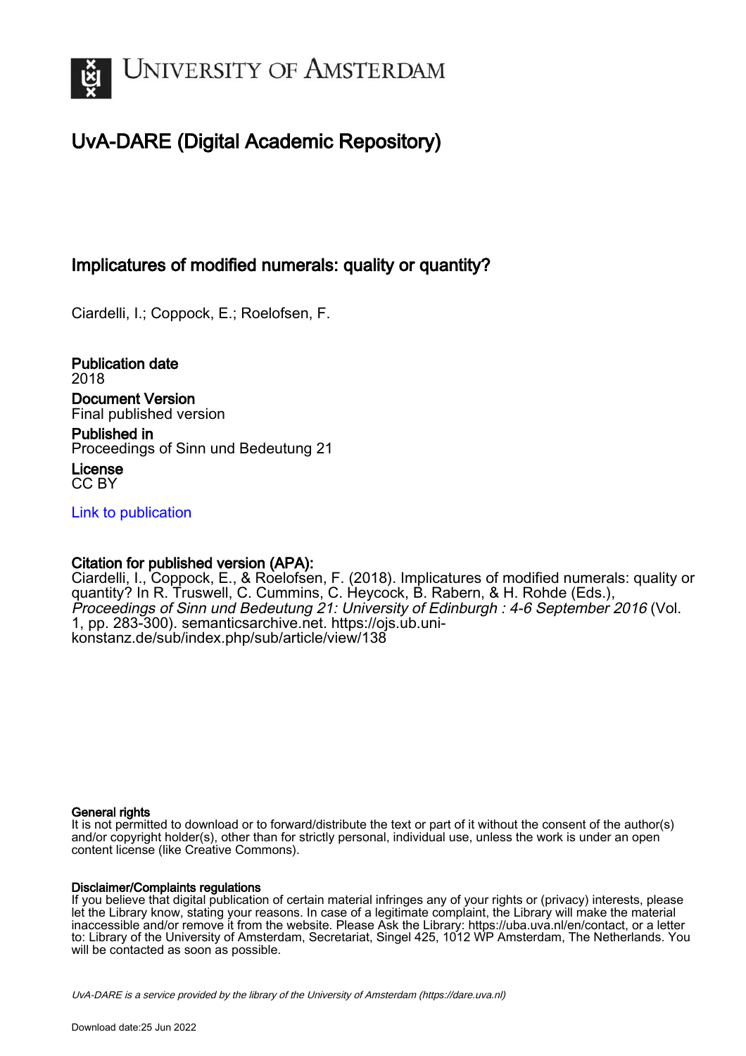# UvA-DARE (Digital Academic Repository)

## Implicatures of modified numerals: quality or quantity?

Ciardelli, I.; Coppock, E.; Roelofsen, F.

**Publication date**
2018

**Document Version**
Final published version

**Published in**
Proceedings of Sinn und Bedeutung 21

**License**
CC BY

[Link to publication]

**Citation for published version (APA):**
Ciardelli, I., Coppock, E., & Roelofsen, F. (2018). Implicatures of modified numerals: quality or quantity? In R. Truswell, C. Cummins, C. Heycock, B. Rabern, & H. Rohde (Eds.), *Proceedings of Sinn und Bedeutung 21: University of Edinburgh : 4-6 September 2016* (Vol. 1, pp. 283-300). semanticsarchive.net. https://ojs.ub.uni-konstanz.de/sub/index.php/sub/article/view/138

**General rights**
It is not permitted to download or to forward/distribute the text or part of it without the consent of the author(s) and/or copyright holder(s), other than for strictly personal, individual use, unless the work is under an open content license (like Creative Commons).

**Disclaimer/Complaints regulations**
If you believe that digital publication of certain material infringes any of your rights or (privacy) interests, please let the Library know, stating your reasons. In case of a legitimate complaint, the Library will make the material inaccessible and/or remove it from the website. Please Ask the Library: https://uba.uva.nl/en/contact, or a letter to: Library of the University of Amsterdam, Secretariat, Singel 425, 1012 WP Amsterdam, The Netherlands. You will be contacted as soon as possible.

UvA-DARE is a service provided by the library of the University of Amsterdam (https://dare.uva.nl)

Download date:25 Jun 2022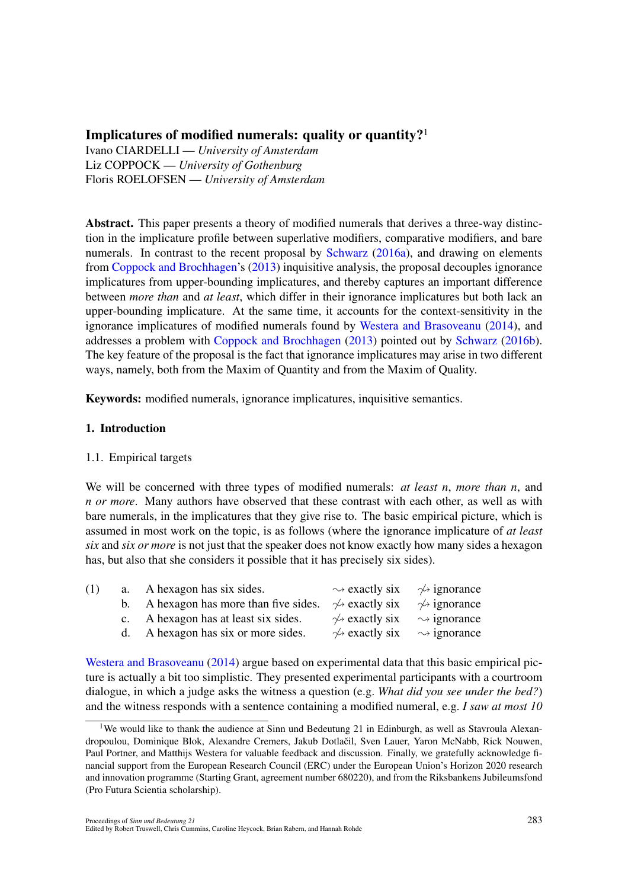## Implicatures of modified numerals: quality or quantity?[1]

Ivano CIARDELLI — *University of Amsterdam*
Liz COPPOCK — *University of Gothenburg*
Floris ROELOFSEN — *University of Amsterdam*

**Abstract.** This paper presents a theory of modified numerals that derives a three-way distinction in the implicature profile between superlative modifiers, comparative modifiers, and bare numerals. In contrast to the recent proposal by Schwarz (2016a), and drawing on elements from Coppock and Brochhagen's (2013) inquisitive analysis, the proposal decouples ignorance implicatures from upper-bounding implicatures, and thereby captures an important difference between *more than* and *at least*, which differ in their ignorance implicatures but both lack an upper-bounding implicature. At the same time, it accounts for the context-sensitivity in the ignorance implicatures of modified numerals found by Westera and Brasoveanu (2014), and addresses a problem with Coppock and Brochhagen (2013) pointed out by Schwarz (2016b). The key feature of the proposal is the fact that ignorance implicatures may arise in two different ways, namely, both from the Maxim of Quantity and from the Maxim of Quality.

**Keywords:** modified numerals, ignorance implicatures, inquisitive semantics.

### 1. Introduction

#### 1.1. Empirical targets

We will be concerned with three types of modified numerals: *at least n*, *more than n*, and *n or more*. Many authors have observed that these contrast with each other, as well as with bare numerals, in the implicatures that they give rise to. The basic empirical picture, which is assumed in most work on the topic, is as follows (where the ignorance implicature of *at least six* and *six or more* is not just that the speaker does not know exactly how many sides a hexagon has, but also that she considers it possible that it has precisely six sides).

| (1) | | | | |
|---|---|---|---|---|
| | a. | A hexagon has six sides. | ⇝ exactly six | ⇝̸ ignorance |
| | b. | A hexagon has more than five sides. | ⇝̸ exactly six | ⇝̸ ignorance |
| | c. | A hexagon has at least six sides. | ⇝̸ exactly six | ⇝ ignorance |
| | d. | A hexagon has six or more sides. | ⇝̸ exactly six | ⇝ ignorance |

Westera and Brasoveanu (2014) argue based on experimental data that this basic empirical picture is actually a bit too simplistic. They presented experimental participants with a courtroom dialogue, in which a judge asks the witness a question (e.g. *What did you see under the bed?*) and the witness responds with a sentence containing a modified numeral, e.g. *I saw at most 10*

[1] We would like to thank the audience at Sinn und Bedeutung 21 in Edinburgh, as well as Stavroula Alexandropoulou, Dominique Blok, Alexandre Cremers, Jakub Dotlačil, Sven Lauer, Yaron McNabb, Rick Nouwen, Paul Portner, and Matthijs Westera for valuable feedback and discussion. Finally, we gratefully acknowledge financial support from the European Research Council (ERC) under the European Union's Horizon 2020 research and innovation programme (Starting Grant, agreement number 680220), and from the Riksbankens Jubileumsfond (Pro Futura Scientia scholarship).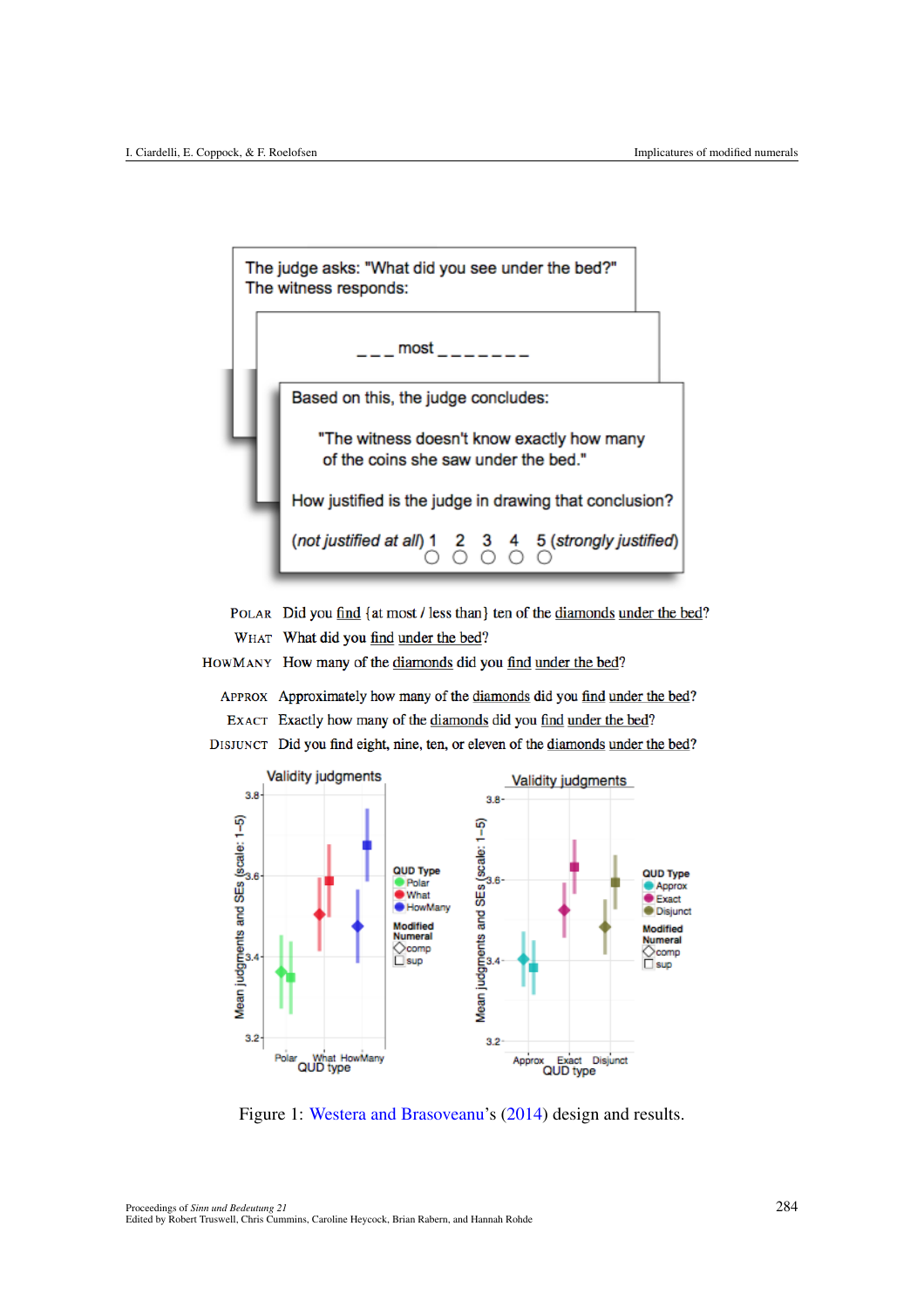The judge asks: "What did you see under the bed?"
The witness responds:

_ _ _ most _ _ _ _ _ _ _

Based on this, the judge concludes:

"The witness doesn't know exactly how many of the coins she saw under the bed."

How justified is the judge in drawing that conclusion?

(*not justified at all*) 1 2 3 4 5 (*strongly justified*)

POLAR Did you find {at most / less than} ten of the diamonds under the bed?
WHAT What did you find under the bed?
HOWMANY How many of the diamonds did you find under the bed?

APPROX Approximately how many of the diamonds did you find under the bed?
EXACT Exactly how many of the diamonds did you find under the bed?
DISJUNCT Did you find eight, nine, ten, or eleven of the diamonds under the bed?

Figure 1: Westera and Brasoveanu's (2014) design and results.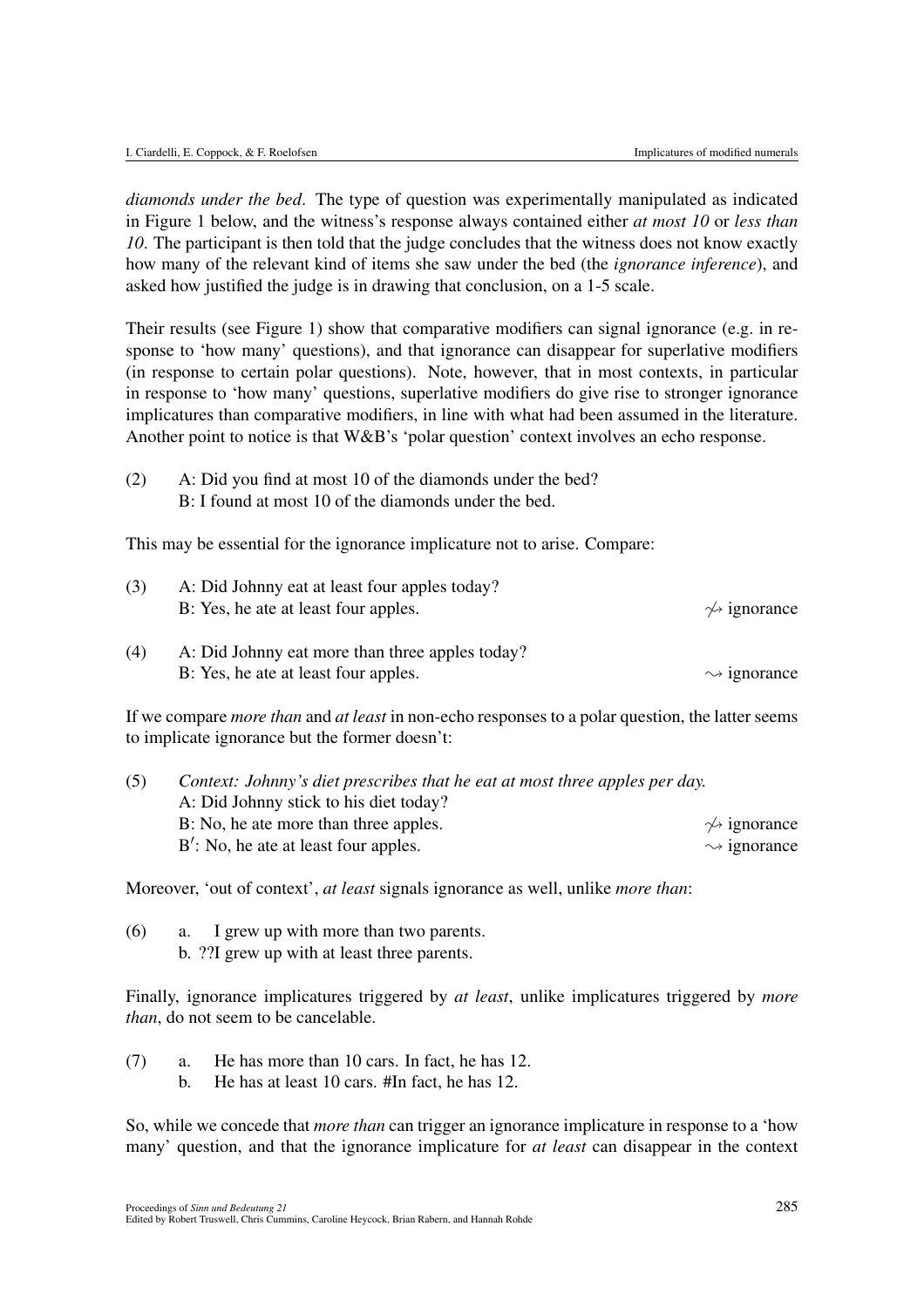*diamonds under the bed*. The type of question was experimentally manipulated as indicated in Figure 1 below, and the witness's response always contained either *at most 10* or *less than 10*. The participant is then told that the judge concludes that the witness does not know exactly how many of the relevant kind of items she saw under the bed (the *ignorance inference*), and asked how justified the judge is in drawing that conclusion, on a 1-5 scale.

Their results (see Figure 1) show that comparative modifiers can signal ignorance (e.g. in response to 'how many' questions), and that ignorance can disappear for superlative modifiers (in response to certain polar questions). Note, however, that in most contexts, in particular in response to 'how many' questions, superlative modifiers do give rise to stronger ignorance implicatures than comparative modifiers, in line with what had been assumed in the literature. Another point to notice is that W&B's 'polar question' context involves an echo response.

(2) A: Did you find at most 10 of the diamonds under the bed?
B: I found at most 10 of the diamonds under the bed.

This may be essential for the ignorance implicature not to arise. Compare:

(3) A: Did Johnny eat at least four apples today?
B: Yes, he ate at least four apples. $\not\rightsquigarrow$ ignorance

(4) A: Did Johnny eat more than three apples today?
B: Yes, he ate at least four apples. $\rightsquigarrow$ ignorance

If we compare *more than* and *at least* in non-echo responses to a polar question, the latter seems to implicate ignorance but the former doesn't:

(5) *Context: Johnny's diet prescribes that he eat at most three apples per day.*
A: Did Johnny stick to his diet today?
B: No, he ate more than three apples. $\not\rightsquigarrow$ ignorance
B′: No, he ate at least four apples. $\rightsquigarrow$ ignorance

Moreover, 'out of context', *at least* signals ignorance as well, unlike *more than*:

(6) a. I grew up with more than two parents.
b. ??I grew up with at least three parents.

Finally, ignorance implicatures triggered by *at least*, unlike implicatures triggered by *more than*, do not seem to be cancelable.

(7) a. He has more than 10 cars. In fact, he has 12.
b. He has at least 10 cars. #In fact, he has 12.

So, while we concede that *more than* can trigger an ignorance implicature in response to a 'how many' question, and that the ignorance implicature for *at least* can disappear in the context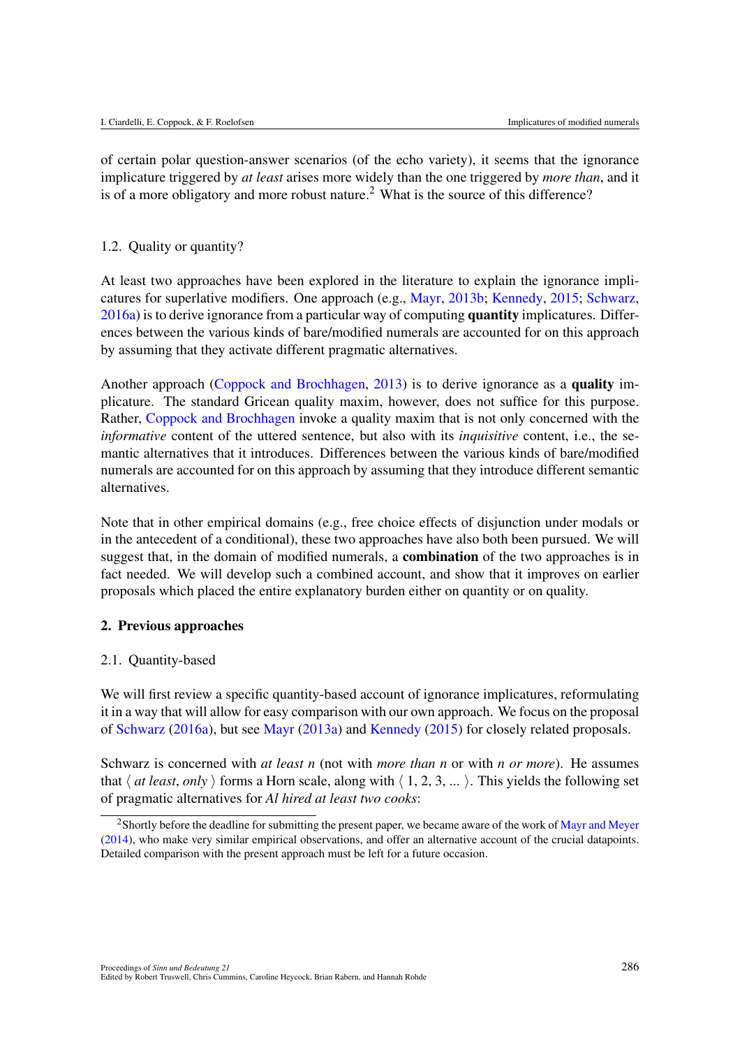of certain polar question-answer scenarios (of the echo variety), it seems that the ignorance implicature triggered by *at least* arises more widely than the one triggered by *more than*, and it is of a more obligatory and more robust nature.[2] What is the source of this difference?

### 1.2. Quality or quantity?

At least two approaches have been explored in the literature to explain the ignorance implicatures for superlative modifiers. One approach (e.g., Mayr, 2013b; Kennedy, 2015; Schwarz, 2016a) is to derive ignorance from a particular way of computing **quantity** implicatures. Differences between the various kinds of bare/modified numerals are accounted for on this approach by assuming that they activate different pragmatic alternatives.

Another approach (Coppock and Brochhagen, 2013) is to derive ignorance as a **quality** implicature. The standard Gricean quality maxim, however, does not suffice for this purpose. Rather, Coppock and Brochhagen invoke a quality maxim that is not only concerned with the *informative* content of the uttered sentence, but also with its *inquisitive* content, i.e., the semantic alternatives that it introduces. Differences between the various kinds of bare/modified numerals are accounted for on this approach by assuming that they introduce different semantic alternatives.

Note that in other empirical domains (e.g., free choice effects of disjunction under modals or in the antecedent of a conditional), these two approaches have also both been pursued. We will suggest that, in the domain of modified numerals, a **combination** of the two approaches is in fact needed. We will develop such a combined account, and show that it improves on earlier proposals which placed the entire explanatory burden either on quantity or on quality.

## 2. Previous approaches

### 2.1. Quantity-based

We will first review a specific quantity-based account of ignorance implicatures, reformulating it in a way that will allow for easy comparison with our own approach. We focus on the proposal of Schwarz (2016a), but see Mayr (2013a) and Kennedy (2015) for closely related proposals.

Schwarz is concerned with *at least n* (not with *more than n* or with *n or more*). He assumes that $\langle$ *at least*, *only* $\rangle$ forms a Horn scale, along with $\langle$ 1, 2, 3, ... $\rangle$. This yields the following set of pragmatic alternatives for *Al hired at least two cooks*:

[2] Shortly before the deadline for submitting the present paper, we became aware of the work of Mayr and Meyer (2014), who make very similar empirical observations, and offer an alternative account of the crucial datapoints. Detailed comparison with the present approach must be left for a future occasion.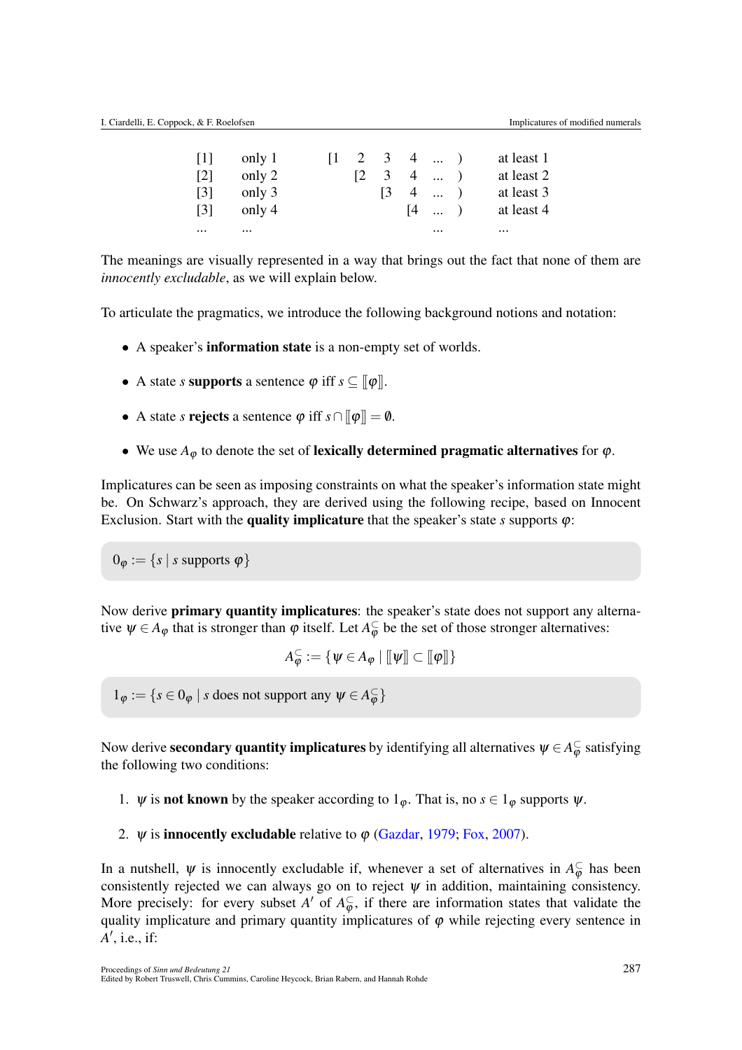| | | | | | | | | |
|---|---|---|---|---|---|---|---|---|
| [1] | only 1 | [1 | 2 | 3 | 4 | ... | ) | at least 1 |
| [2] | only 2 | | [2 | 3 | 4 | ... | ) | at least 2 |
| [3] | only 3 | | | [3 | 4 | ... | ) | at least 3 |
| [3] | only 4 | | | | [4 | ... | ) | at least 4 |
| ... | ... | | | | | ... | | ... |

The meanings are visually represented in a way that brings out the fact that none of them are *innocently excludable*, as we will explain below.

To articulate the pragmatics, we introduce the following background notions and notation:

- A speaker's **information state** is a non-empty set of worlds.
- A state $s$ **supports** a sentence $\varphi$ iff $s \subseteq [\![\varphi]\!]$.
- A state $s$ **rejects** a sentence $\varphi$ iff $s \cap [\![\varphi]\!] = \emptyset$.
- We use $A_\varphi$ to denote the set of **lexically determined pragmatic alternatives** for $\varphi$.

Implicatures can be seen as imposing constraints on what the speaker's information state might be. On Schwarz's approach, they are derived using the following recipe, based on Innocent Exclusion. Start with the **quality implicature** that the speaker's state $s$ supports $\varphi$:

$0_\varphi := \{s \mid s \text{ supports } \varphi\}$

Now derive **primary quantity implicatures**: the speaker's state does not support any alternative $\psi \in A_\varphi$ that is stronger than $\varphi$ itself. Let $A_\varphi^\subseteq$ be the set of those stronger alternatives:

$$A_\varphi^\subseteq := \{\psi \in A_\varphi \mid [\![\psi]\!] \subset [\![\varphi]\!]\}$$

$1_\varphi := \{s \in 0_\varphi \mid s \text{ does not support any } \psi \in A_\varphi^\subseteq\}$

Now derive **secondary quantity implicatures** by identifying all alternatives $\psi \in A_\varphi^\subseteq$ satisfying the following two conditions:

1. $\psi$ is **not known** by the speaker according to $1_\varphi$. That is, no $s \in 1_\varphi$ supports $\psi$.
2. $\psi$ is **innocently excludable** relative to $\varphi$ (Gazdar, 1979; Fox, 2007).

In a nutshell, $\psi$ is innocently excludable if, whenever a set of alternatives in $A_\varphi^\subseteq$ has been consistently rejected we can always go on to reject $\psi$ in addition, maintaining consistency. More precisely: for every subset $A'$ of $A_\varphi^\subseteq$, if there are information states that validate the quality implicature and primary quantity implicatures of $\varphi$ while rejecting every sentence in $A'$, i.e., if: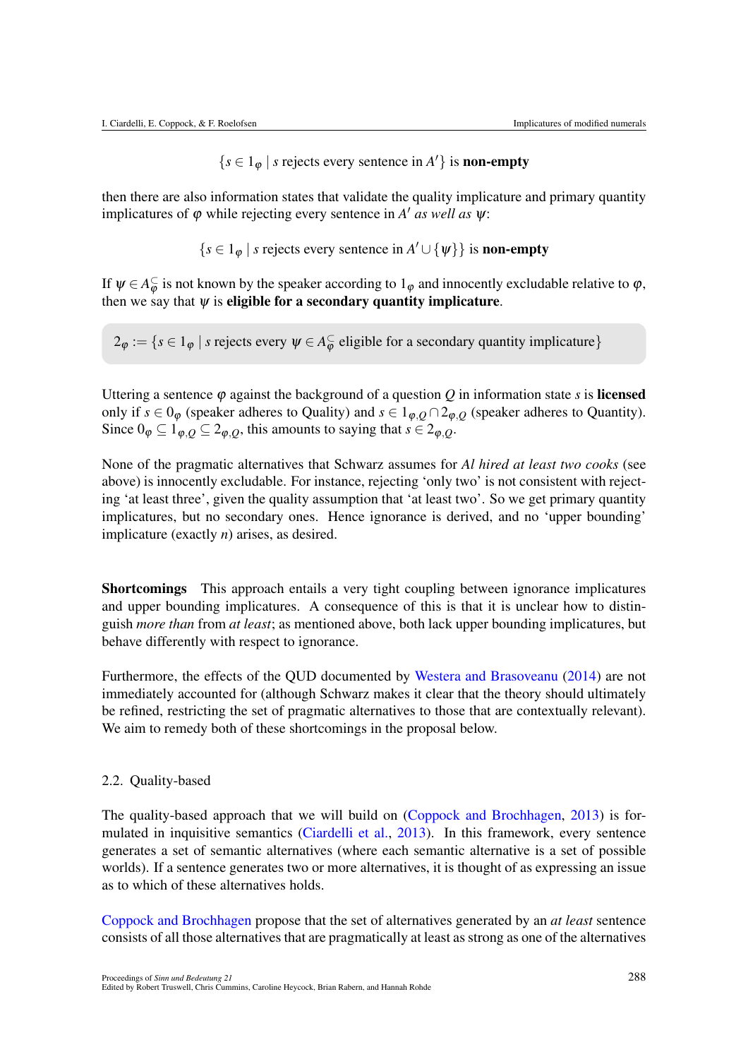$$\{s \in 1_\varphi \mid s \text{ rejects every sentence in } A'\} \text{ is } \textbf{non-empty}$$

then there are also information states that validate the quality implicature and primary quantity implicatures of $\varphi$ while rejecting every sentence in $A'$ *as well as* $\psi$:

$$\{s \in 1_\varphi \mid s \text{ rejects every sentence in } A' \cup \{\psi\}\} \text{ is } \textbf{non-empty}$$

If $\psi \in A^{\subseteq}_{\varphi}$ is not known by the speaker according to $1_\varphi$ and innocently excludable relative to $\varphi$, then we say that $\psi$ is **eligible for a secondary quantity implicature**.

$$2_\varphi := \{s \in 1_\varphi \mid s \text{ rejects every } \psi \in A^{\subseteq}_{\varphi} \text{ eligible for a secondary quantity implicature}\}$$

Uttering a sentence $\varphi$ against the background of a question $Q$ in information state $s$ is **licensed** only if $s \in 0_\varphi$ (speaker adheres to Quality) and $s \in 1_{\varphi,Q} \cap 2_{\varphi,Q}$ (speaker adheres to Quantity). Since $0_\varphi \subseteq 1_{\varphi,Q} \subseteq 2_{\varphi,Q}$, this amounts to saying that $s \in 2_{\varphi,Q}$.

None of the pragmatic alternatives that Schwarz assumes for *Al hired at least two cooks* (see above) is innocently excludable. For instance, rejecting 'only two' is not consistent with rejecting 'at least three', given the quality assumption that 'at least two'. So we get primary quantity implicatures, but no secondary ones. Hence ignorance is derived, and no 'upper bounding' implicature (exactly $n$) arises, as desired.

**Shortcomings** This approach entails a very tight coupling between ignorance implicatures and upper bounding implicatures. A consequence of this is that it is unclear how to distinguish *more than* from *at least*; as mentioned above, both lack upper bounding implicatures, but behave differently with respect to ignorance.

Furthermore, the effects of the QUD documented by Westera and Brasoveanu (2014) are not immediately accounted for (although Schwarz makes it clear that the theory should ultimately be refined, restricting the set of pragmatic alternatives to those that are contextually relevant). We aim to remedy both of these shortcomings in the proposal below.

## 2.2. Quality-based

The quality-based approach that we will build on (Coppock and Brochhagen, 2013) is formulated in inquisitive semantics (Ciardelli et al., 2013). In this framework, every sentence generates a set of semantic alternatives (where each semantic alternative is a set of possible worlds). If a sentence generates two or more alternatives, it is thought of as expressing an issue as to which of these alternatives holds.

Coppock and Brochhagen propose that the set of alternatives generated by an *at least* sentence consists of all those alternatives that are pragmatically at least as strong as one of the alternatives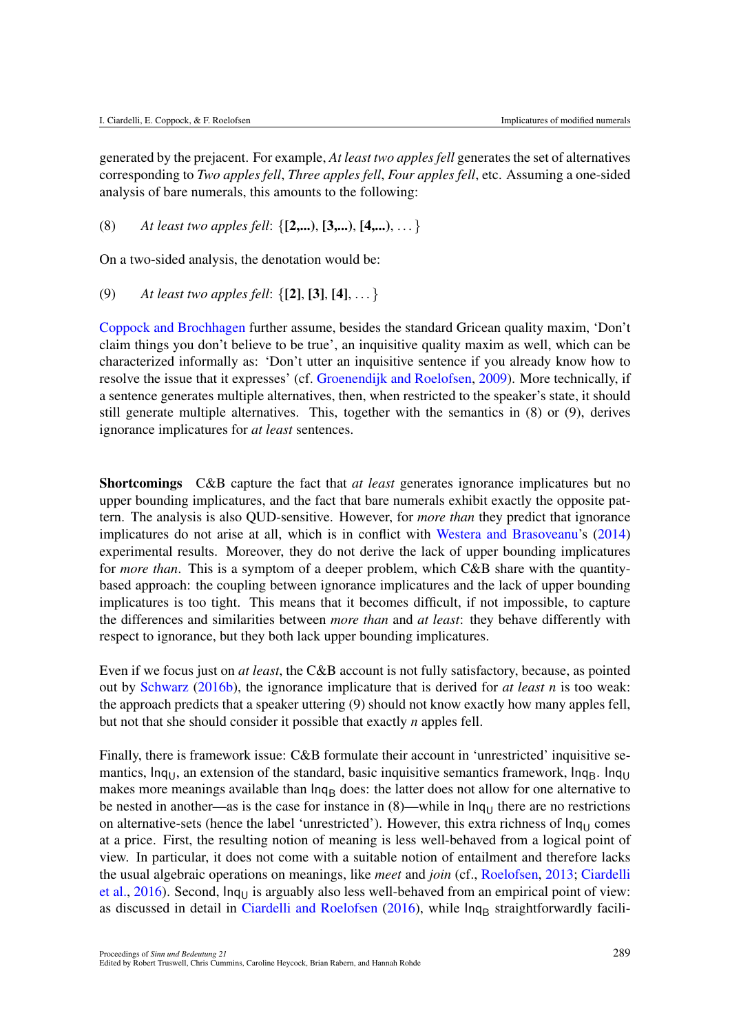generated by the prejacent. For example, *At least two apples fell* generates the set of alternatives corresponding to *Two apples fell*, *Three apples fell*, *Four apples fell*, etc. Assuming a one-sided analysis of bare numerals, this amounts to the following:

(8) *At least two apples fell*: $\{$**[2,...)**, **[3,...)**, **[4,...)**, $\dots\}$

On a two-sided analysis, the denotation would be:

(9) *At least two apples fell*: $\{$**[2]**, **[3]**, **[4]**, $\dots\}$

Coppock and Brochhagen further assume, besides the standard Gricean quality maxim, 'Don't claim things you don't believe to be true', an inquisitive quality maxim as well, which can be characterized informally as: 'Don't utter an inquisitive sentence if you already know how to resolve the issue that it expresses' (cf. Groenendijk and Roelofsen, 2009). More technically, if a sentence generates multiple alternatives, then, when restricted to the speaker's state, it should still generate multiple alternatives. This, together with the semantics in (8) or (9), derives ignorance implicatures for *at least* sentences.

**Shortcomings** C&B capture the fact that *at least* generates ignorance implicatures but no upper bounding implicatures, and the fact that bare numerals exhibit exactly the opposite pattern. The analysis is also QUD-sensitive. However, for *more than* they predict that ignorance implicatures do not arise at all, which is in conflict with Westera and Brasoveanu's (2014) experimental results. Moreover, they do not derive the lack of upper bounding implicatures for *more than*. This is a symptom of a deeper problem, which C&B share with the quantity-based approach: the coupling between ignorance implicatures and the lack of upper bounding implicatures is too tight. This means that it becomes difficult, if not impossible, to capture the differences and similarities between *more than* and *at least*: they behave differently with respect to ignorance, but they both lack upper bounding implicatures.

Even if we focus just on *at least*, the C&B account is not fully satisfactory, because, as pointed out by Schwarz (2016b), the ignorance implicature that is derived for *at least n* is too weak: the approach predicts that a speaker uttering (9) should not know exactly how many apples fell, but not that she should consider it possible that exactly *n* apples fell.

Finally, there is framework issue: C&B formulate their account in 'unrestricted' inquisitive semantics, $\mathsf{Inq_U}$, an extension of the standard, basic inquisitive semantics framework, $\mathsf{Inq_B}$. $\mathsf{Inq_U}$ makes more meanings available than $\mathsf{Inq_B}$ does: the latter does not allow for one alternative to be nested in another—as is the case for instance in (8)—while in $\mathsf{Inq_U}$ there are no restrictions on alternative-sets (hence the label 'unrestricted'). However, this extra richness of $\mathsf{Inq_U}$ comes at a price. First, the resulting notion of meaning is less well-behaved from a logical point of view. In particular, it does not come with a suitable notion of entailment and therefore lacks the usual algebraic operations on meanings, like *meet* and *join* (cf., Roelofsen, 2013; Ciardelli et al., 2016). Second, $\mathsf{Inq_U}$ is arguably also less well-behaved from an empirical point of view: as discussed in detail in Ciardelli and Roelofsen (2016), while $\mathsf{Inq_B}$ straightforwardly facili-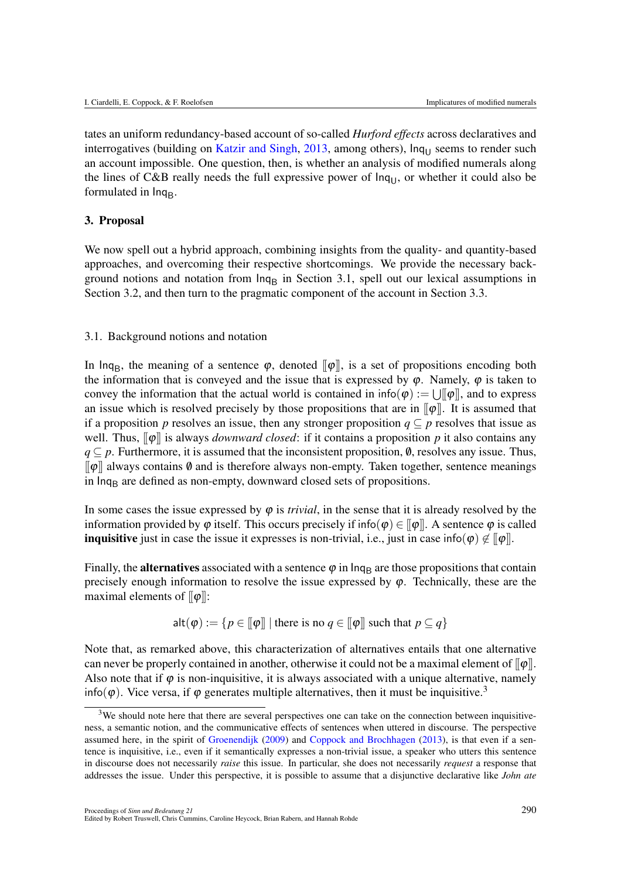tates an uniform redundancy-based account of so-called *Hurford effects* across declaratives and interrogatives (building on Katzir and Singh, 2013, among others), $\mathsf{Inq_U}$ seems to render such an account impossible. One question, then, is whether an analysis of modified numerals along the lines of C&B really needs the full expressive power of $\mathsf{Inq_U}$, or whether it could also be formulated in $\mathsf{Inq_B}$.

## 3. Proposal

We now spell out a hybrid approach, combining insights from the quality- and quantity-based approaches, and overcoming their respective shortcomings. We provide the necessary background notions and notation from $\mathsf{Inq_B}$ in Section 3.1, spell out our lexical assumptions in Section 3.2, and then turn to the pragmatic component of the account in Section 3.3.

### 3.1. Background notions and notation

In $\mathsf{Inq_B}$, the meaning of a sentence $\varphi$, denoted $[\![\varphi]\!]$, is a set of propositions encoding both the information that is conveyed and the issue that is expressed by $\varphi$. Namely, $\varphi$ is taken to convey the information that the actual world is contained in $\mathsf{info}(\varphi) := \bigcup[\![\varphi]\!]$, and to express an issue which is resolved precisely by those propositions that are in $[\![\varphi]\!]$. It is assumed that if a proposition $p$ resolves an issue, then any stronger proposition $q \subseteq p$ resolves that issue as well. Thus, $[\![\varphi]\!]$ is always *downward closed*: if it contains a proposition $p$ it also contains any $q \subseteq p$. Furthermore, it is assumed that the inconsistent proposition, $\emptyset$, resolves any issue. Thus, $[\![\varphi]\!]$ always contains $\emptyset$ and is therefore always non-empty. Taken together, sentence meanings in $\mathsf{Inq_B}$ are defined as non-empty, downward closed sets of propositions.

In some cases the issue expressed by $\varphi$ is *trivial*, in the sense that it is already resolved by the information provided by $\varphi$ itself. This occurs precisely if $\mathsf{info}(\varphi) \in [\![\varphi]\!]$. A sentence $\varphi$ is called **inquisitive** just in case the issue it expresses is non-trivial, i.e., just in case $\mathsf{info}(\varphi) \notin [\![\varphi]\!]$.

Finally, the **alternatives** associated with a sentence $\varphi$ in $\mathsf{Inq_B}$ are those propositions that contain precisely enough information to resolve the issue expressed by $\varphi$. Technically, these are the maximal elements of $[\![\varphi]\!]$:

$$\mathsf{alt}(\varphi) := \{p \in [\![\varphi]\!] \mid \text{there is no } q \in [\![\varphi]\!] \text{ such that } p \subseteq q\}$$

Note that, as remarked above, this characterization of alternatives entails that one alternative can never be properly contained in another, otherwise it could not be a maximal element of $[\![\varphi]\!]$. Also note that if $\varphi$ is non-inquisitive, it is always associated with a unique alternative, namely $\mathsf{info}(\varphi)$. Vice versa, if $\varphi$ generates multiple alternatives, then it must be inquisitive.[3]

[3] We should note here that there are several perspectives one can take on the connection between inquisitiveness, a semantic notion, and the communicative effects of sentences when uttered in discourse. The perspective assumed here, in the spirit of Groenendijk (2009) and Coppock and Brochhagen (2013), is that even if a sentence is inquisitive, i.e., even if it semantically expresses a non-trivial issue, a speaker who utters this sentence in discourse does not necessarily *raise* this issue. In particular, she does not necessarily *request* a response that addresses the issue. Under this perspective, it is possible to assume that a disjunctive declarative like *John ate*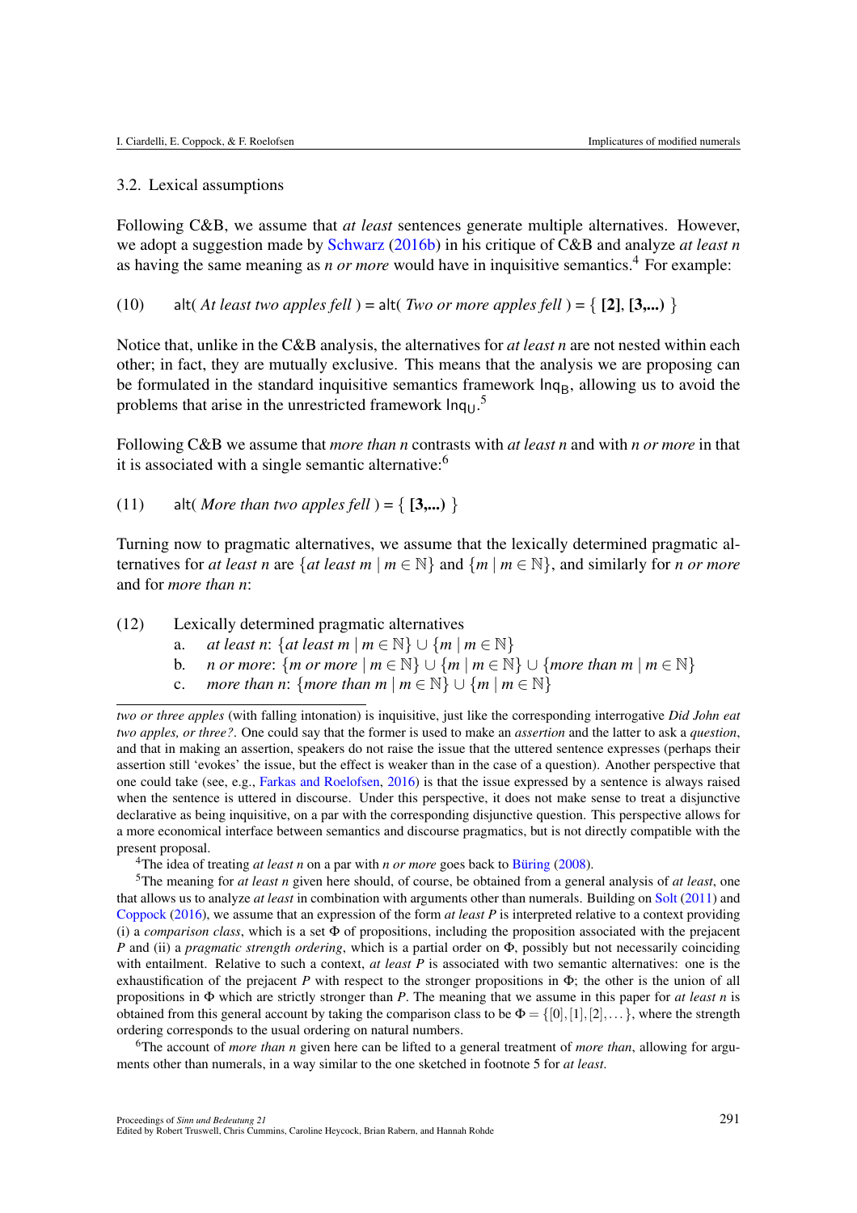### 3.2. Lexical assumptions

Following C&B, we assume that *at least* sentences generate multiple alternatives. However, we adopt a suggestion made by Schwarz (2016b) in his critique of C&B and analyze *at least n* as having the same meaning as *n or more* would have in inquisitive semantics.[4] For example:

(10) alt( *At least two apples fell* ) = alt( *Two or more apples fell* ) = { **[2]**, **[3,...)** }

Notice that, unlike in the C&B analysis, the alternatives for *at least n* are not nested within each other; in fact, they are mutually exclusive. This means that the analysis we are proposing can be formulated in the standard inquisitive semantics framework $\mathsf{Inq_B}$, allowing us to avoid the problems that arise in the unrestricted framework $\mathsf{Inq_U}$.[5]

Following C&B we assume that *more than n* contrasts with *at least n* and with *n or more* in that it is associated with a single semantic alternative:[6]

(11) alt( *More than two apples fell* ) = { **[3,...)** }

Turning now to pragmatic alternatives, we assume that the lexically determined pragmatic alternatives for *at least n* are $\{$*at least m* $\mid m \in \mathbb{N}\}$ and $\{m \mid m \in \mathbb{N}\}$, and similarly for *n or more* and for *more than n*:

(12) Lexically determined pragmatic alternatives
  a. *at least n*: $\{$*at least m* $\mid m \in \mathbb{N}\} \cup \{m \mid m \in \mathbb{N}\}$
  b. *n or more*: $\{$*m or more* $\mid m \in \mathbb{N}\} \cup \{m \mid m \in \mathbb{N}\} \cup \{$*more than m* $\mid m \in \mathbb{N}\}$
  c. *more than n*: $\{$*more than m* $\mid m \in \mathbb{N}\} \cup \{m \mid m \in \mathbb{N}\}$

---

*two or three apples* (with falling intonation) is inquisitive, just like the corresponding interrogative *Did John eat two apples, or three?*. One could say that the former is used to make an *assertion* and the latter to ask a *question*, and that in making an assertion, speakers do not raise the issue that the uttered sentence expresses (perhaps their assertion still 'evokes' the issue, but the effect is weaker than in the case of a question). Another perspective that one could take (see, e.g., Farkas and Roelofsen, 2016) is that the issue expressed by a sentence is always raised when the sentence is uttered in discourse. Under this perspective, it does not make sense to treat a disjunctive declarative as being inquisitive, on a par with the corresponding disjunctive question. This perspective allows for a more economical interface between semantics and discourse pragmatics, but is not directly compatible with the present proposal.

[4] The idea of treating *at least n* on a par with *n or more* goes back to Büring (2008).

[5] The meaning for *at least n* given here should, of course, be obtained from a general analysis of *at least*, one that allows us to analyze *at least* in combination with arguments other than numerals. Building on Solt (2011) and Coppock (2016), we assume that an expression of the form *at least P* is interpreted relative to a context providing (i) a *comparison class*, which is a set $\Phi$ of propositions, including the proposition associated with the prejacent $P$ and (ii) a *pragmatic strength ordering*, which is a partial order on $\Phi$, possibly but not necessarily coinciding with entailment. Relative to such a context, *at least P* is associated with two semantic alternatives: one is the exhaustification of the prejacent $P$ with respect to the stronger propositions in $\Phi$; the other is the union of all propositions in $\Phi$ which are strictly stronger than $P$. The meaning that we assume in this paper for *at least n* is obtained from this general account by taking the comparison class to be $\Phi = \{[0],[1],[2],\dots\}$, where the strength ordering corresponds to the usual ordering on natural numbers.

[6] The account of *more than n* given here can be lifted to a general treatment of *more than*, allowing for arguments other than numerals, in a way similar to the one sketched in footnote 5 for *at least*.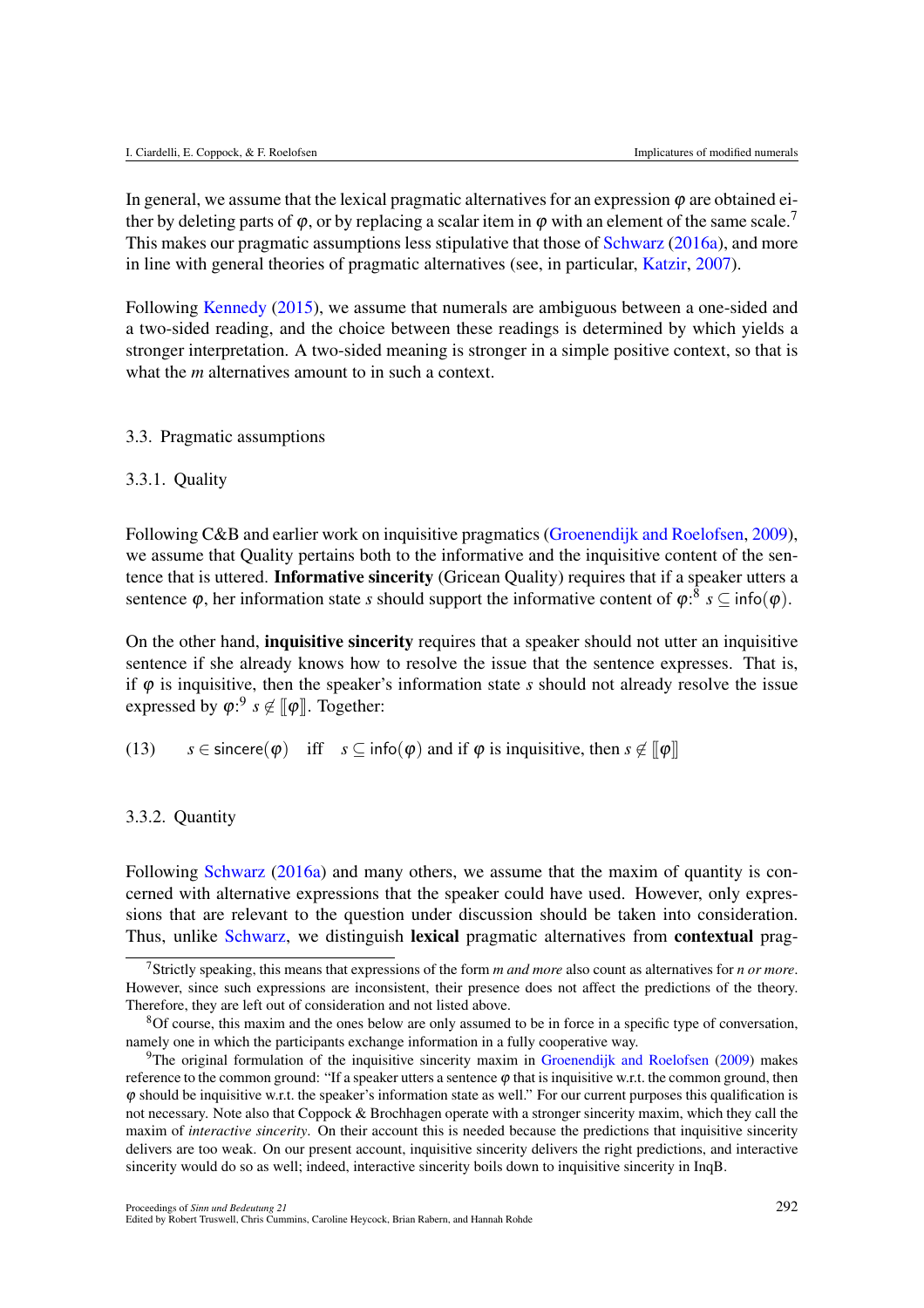In general, we assume that the lexical pragmatic alternatives for an expression $\varphi$ are obtained either by deleting parts of $\varphi$, or by replacing a scalar item in $\varphi$ with an element of the same scale.[7] This makes our pragmatic assumptions less stipulative that those of Schwarz (2016a), and more in line with general theories of pragmatic alternatives (see, in particular, Katzir, 2007).

Following Kennedy (2015), we assume that numerals are ambiguous between a one-sided and a two-sided reading, and the choice between these readings is determined by which yields a stronger interpretation. A two-sided meaning is stronger in a simple positive context, so that is what the *m* alternatives amount to in such a context.

### 3.3. Pragmatic assumptions

#### 3.3.1. Quality

Following C&B and earlier work on inquisitive pragmatics (Groenendijk and Roelofsen, 2009), we assume that Quality pertains both to the informative and the inquisitive content of the sentence that is uttered. **Informative sincerity** (Gricean Quality) requires that if a speaker utters a sentence $\varphi$, her information state $s$ should support the informative content of $\varphi$:[8] $s \subseteq \mathsf{info}(\varphi)$.

On the other hand, **inquisitive sincerity** requires that a speaker should not utter an inquisitive sentence if she already knows how to resolve the issue that the sentence expresses. That is, if $\varphi$ is inquisitive, then the speaker's information state $s$ should not already resolve the issue expressed by $\varphi$:[9] $s \notin [\![\varphi]\!]$. Together:

(13) $s \in \mathsf{sincere}(\varphi)$ iff $s \subseteq \mathsf{info}(\varphi)$ and if $\varphi$ is inquisitive, then $s \notin [\![\varphi]\!]$

#### 3.3.2. Quantity

Following Schwarz (2016a) and many others, we assume that the maxim of quantity is concerned with alternative expressions that the speaker could have used. However, only expressions that are relevant to the question under discussion should be taken into consideration. Thus, unlike Schwarz, we distinguish **lexical** pragmatic alternatives from **contextual** prag-

---

[7] Strictly speaking, this means that expressions of the form *m and more* also count as alternatives for *n or more*. However, since such expressions are inconsistent, their presence does not affect the predictions of the theory. Therefore, they are left out of consideration and not listed above.

[8] Of course, this maxim and the ones below are only assumed to be in force in a specific type of conversation, namely one in which the participants exchange information in a fully cooperative way.

[9] The original formulation of the inquisitive sincerity maxim in Groenendijk and Roelofsen (2009) makes reference to the common ground: "If a speaker utters a sentence $\varphi$ that is inquisitive w.r.t. the common ground, then $\varphi$ should be inquisitive w.r.t. the speaker's information state as well." For our current purposes this qualification is not necessary. Note also that Coppock & Brochhagen operate with a stronger sincerity maxim, which they call the maxim of *interactive sincerity*. On their account this is needed because the predictions that inquisitive sincerity delivers are too weak. On our present account, inquisitive sincerity delivers the right predictions, and interactive sincerity would do so as well; indeed, interactive sincerity boils down to inquisitive sincerity in InqB.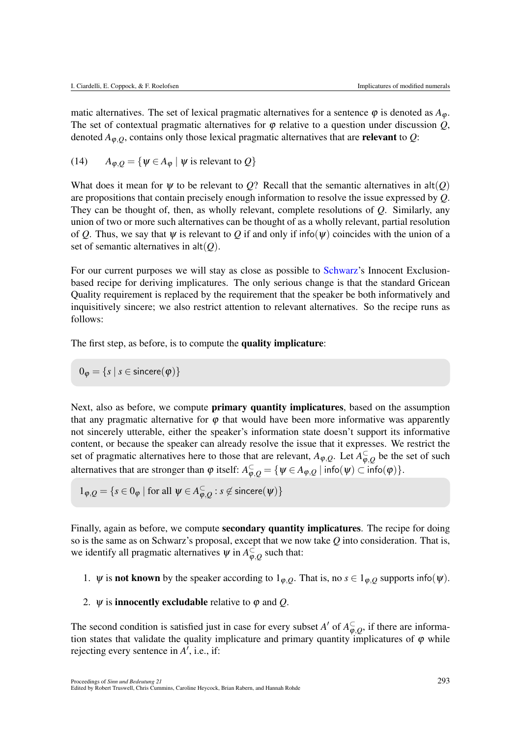matic alternatives. The set of lexical pragmatic alternatives for a sentence $\varphi$ is denoted as $A_\varphi$. The set of contextual pragmatic alternatives for $\varphi$ relative to a question under discussion $Q$, denoted $A_{\varphi,Q}$, contains only those lexical pragmatic alternatives that are **relevant** to $Q$:

(14) $A_{\varphi,Q} = \{\psi \in A_\varphi \mid \psi \text{ is relevant to } Q\}$

What does it mean for $\psi$ to be relevant to $Q$? Recall that the semantic alternatives in $\mathsf{alt}(Q)$ are propositions that contain precisely enough information to resolve the issue expressed by $Q$. They can be thought of, then, as wholly relevant, complete resolutions of $Q$. Similarly, any union of two or more such alternatives can be thought of as a wholly relevant, partial resolution of $Q$. Thus, we say that $\psi$ is relevant to $Q$ if and only if $\mathsf{info}(\psi)$ coincides with the union of a set of semantic alternatives in $\mathsf{alt}(Q)$.

For our current purposes we will stay as close as possible to Schwarz's Innocent Exclusion-based recipe for deriving implicatures. The only serious change is that the standard Gricean Quality requirement is replaced by the requirement that the speaker be both informatively and inquisitively sincere; we also restrict attention to relevant alternatives. So the recipe runs as follows:

The first step, as before, is to compute the **quality implicature**:

$$0_\varphi = \{s \mid s \in \mathsf{sincere}(\varphi)\}$$

Next, also as before, we compute **primary quantity implicatures**, based on the assumption that any pragmatic alternative for $\varphi$ that would have been more informative was apparently not sincerely utterable, either the speaker's information state doesn't support its informative content, or because the speaker can already resolve the issue that it expresses. We restrict the set of pragmatic alternatives here to those that are relevant, $A_{\varphi,Q}$. Let $A^{\subset}_{\varphi,Q}$ be the set of such alternatives that are stronger than $\varphi$ itself: $A^{\subset}_{\varphi,Q} = \{\psi \in A_{\varphi,Q} \mid \mathsf{info}(\psi) \subset \mathsf{info}(\varphi)\}$.

$$1_{\varphi,Q} = \{s \in 0_\varphi \mid \text{for all } \psi \in A^{\subset}_{\varphi,Q} : s \notin \mathsf{sincere}(\psi)\}$$

Finally, again as before, we compute **secondary quantity implicatures**. The recipe for doing so is the same as on Schwarz's proposal, except that we now take $Q$ into consideration. That is, we identify all pragmatic alternatives $\psi$ in $A^{\subset}_{\varphi,Q}$ such that:

1. $\psi$ is **not known** by the speaker according to $1_{\varphi,Q}$. That is, no $s \in 1_{\varphi,Q}$ supports $\mathsf{info}(\psi)$.
2. $\psi$ is **innocently excludable** relative to $\varphi$ and $Q$.

The second condition is satisfied just in case for every subset $A'$ of $A^{\subset}_{\varphi,Q}$, if there are information states that validate the quality implicature and primary quantity implicatures of $\varphi$ while rejecting every sentence in $A'$, i.e., if: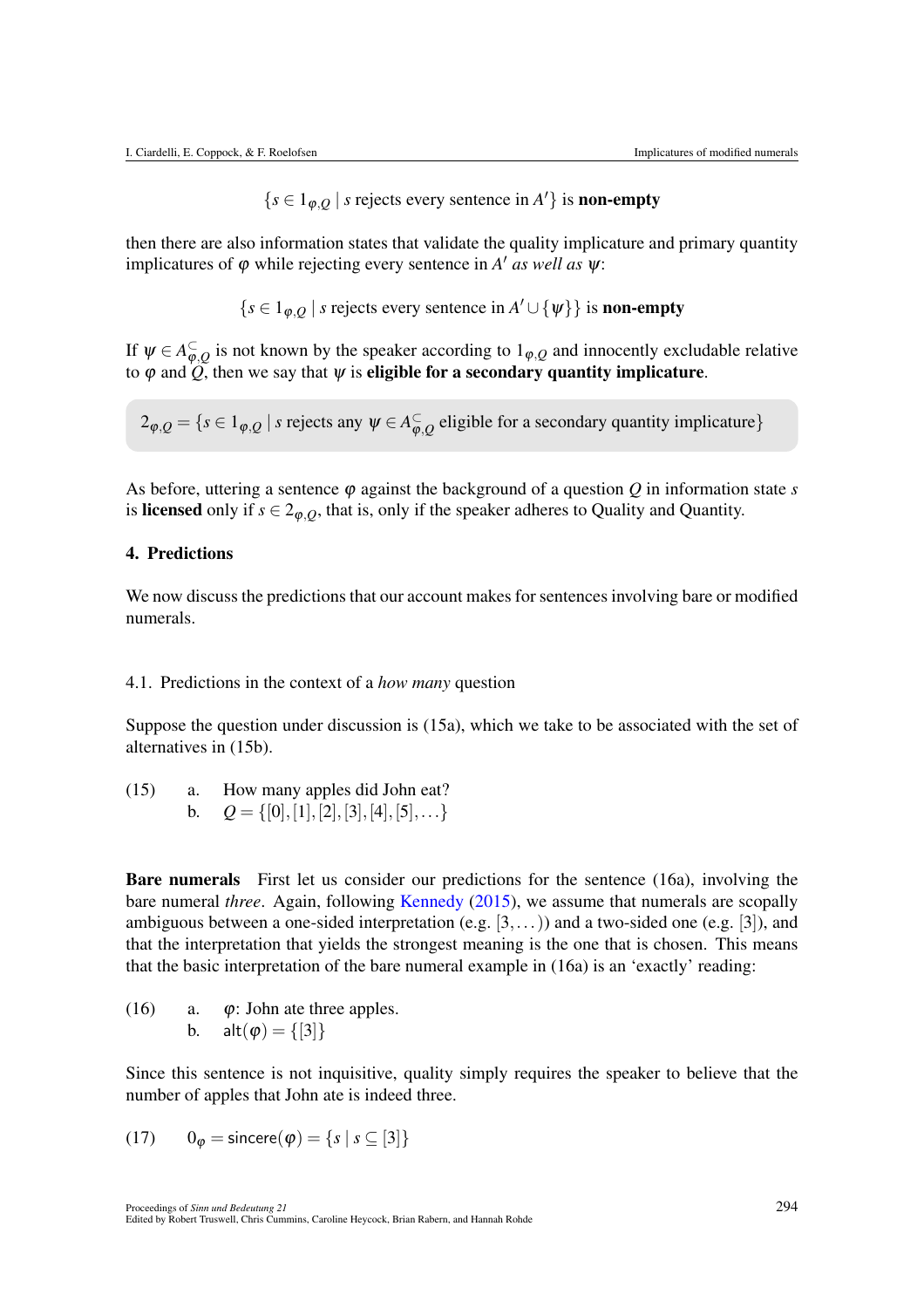$$\{s \in 1_{\varphi,Q} \mid s \text{ rejects every sentence in } A'\} \text{ is } \textbf{non-empty}$$

then there are also information states that validate the quality implicature and primary quantity implicatures of $\varphi$ while rejecting every sentence in $A'$ *as well as* $\psi$:

$$\{s \in 1_{\varphi,Q} \mid s \text{ rejects every sentence in } A' \cup \{\psi\}\} \text{ is } \textbf{non-empty}$$

If $\psi \in A^{\subseteq}_{\varphi,Q}$ is not known by the speaker according to $1_{\varphi,Q}$ and innocently excludable relative to $\varphi$ and $Q$, then we say that $\psi$ is **eligible for a secondary quantity implicature**.

$$2_{\varphi,Q} = \{s \in 1_{\varphi,Q} \mid s \text{ rejects any } \psi \in A^{\subseteq}_{\varphi,Q} \text{ eligible for a secondary quantity implicature}\}$$

As before, uttering a sentence $\varphi$ against the background of a question $Q$ in information state $s$ is **licensed** only if $s \in 2_{\varphi,Q}$, that is, only if the speaker adheres to Quality and Quantity.

## 4. Predictions

We now discuss the predictions that our account makes for sentences involving bare or modified numerals.

### 4.1. Predictions in the context of a *how many* question

Suppose the question under discussion is (15a), which we take to be associated with the set of alternatives in (15b).

(15) a. How many apples did John eat?
b. $Q = \{[0], [1], [2], [3], [4], [5], \ldots\}$

**Bare numerals** First let us consider our predictions for the sentence (16a), involving the bare numeral *three*. Again, following Kennedy (2015), we assume that numerals are scopally ambiguous between a one-sided interpretation (e.g. $[3, \ldots)$) and a two-sided one (e.g. $[3]$), and that the interpretation that yields the strongest meaning is the one that is chosen. This means that the basic interpretation of the bare numeral example in (16a) is an 'exactly' reading:

(16) a. $\varphi$: John ate three apples.
b. $\mathsf{alt}(\varphi) = \{[3]\}$

Since this sentence is not inquisitive, quality simply requires the speaker to believe that the number of apples that John ate is indeed three.

(17) $0_{\varphi} = \mathsf{sincere}(\varphi) = \{s \mid s \subseteq [3]\}$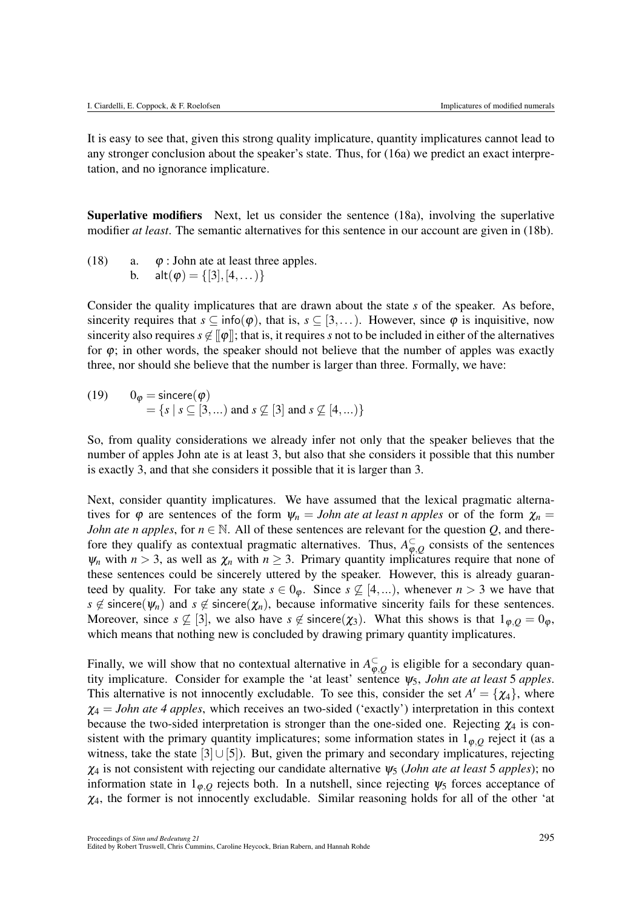It is easy to see that, given this strong quality implicature, quantity implicatures cannot lead to any stronger conclusion about the speaker's state. Thus, for (16a) we predict an exact interpretation, and no ignorance implicature.

**Superlative modifiers** Next, let us consider the sentence (18a), involving the superlative modifier *at least*. The semantic alternatives for this sentence in our account are given in (18b).

(18) a. $\varphi$ : John ate at least three apples.
b. $\mathsf{alt}(\varphi) = \{[3], [4, \dots)\}$

Consider the quality implicatures that are drawn about the state $s$ of the speaker. As before, sincerity requires that $s \subseteq \mathsf{info}(\varphi)$, that is, $s \subseteq [3, \dots)$. However, since $\varphi$ is inquisitive, now sincerity also requires $s \notin [\![\varphi]\!]$; that is, it requires $s$ not to be included in either of the alternatives for $\varphi$; in other words, the speaker should not believe that the number of apples was exactly three, nor should she believe that the number is larger than three. Formally, we have:

(19) $$\begin{aligned} 0_\varphi &= \mathsf{sincere}(\varphi) \\ &= \{s \mid s \subseteq [3, \dots) \text{ and } s \not\subseteq [3] \text{ and } s \not\subseteq [4, \dots)\} \end{aligned}$$

So, from quality considerations we already infer not only that the speaker believes that the number of apples John ate is at least 3, but also that she considers it possible that this number is exactly 3, and that she considers it possible that it is larger than 3.

Next, consider quantity implicatures. We have assumed that the lexical pragmatic alternatives for $\varphi$ are sentences of the form $\psi_n$ = *John ate at least n apples* or of the form $\chi_n$ = *John ate n apples*, for $n \in \mathbb{N}$. All of these sentences are relevant for the question $Q$, and therefore they qualify as contextual pragmatic alternatives. Thus, $A^{\subseteq}_{\varphi,Q}$ consists of the sentences $\psi_n$ with $n > 3$, as well as $\chi_n$ with $n \geq 3$. Primary quantity implicatures require that none of these sentences could be sincerely uttered by the speaker. However, this is already guaranteed by quality. For take any state $s \in 0_\varphi$. Since $s \not\subseteq [4, \dots)$, whenever $n > 3$ we have that $s \notin \mathsf{sincere}(\psi_n)$ and $s \notin \mathsf{sincere}(\chi_n)$, because informative sincerity fails for these sentences. Moreover, since $s \not\subseteq [3]$, we also have $s \notin \mathsf{sincere}(\chi_3)$. What this shows is that $1_{\varphi,Q} = 0_\varphi$, which means that nothing new is concluded by drawing primary quantity implicatures.

Finally, we will show that no contextual alternative in $A^{\subseteq}_{\varphi,Q}$ is eligible for a secondary quantity implicature. Consider for example the 'at least' sentence $\psi_5$, *John ate at least 5 apples*. This alternative is not innocently excludable. To see this, consider the set $A' = \{\chi_4\}$, where $\chi_4$ = *John ate 4 apples*, which receives an two-sided ('exactly') interpretation in this context because the two-sided interpretation is stronger than the one-sided one. Rejecting $\chi_4$ is consistent with the primary quantity implicatures; some information states in $1_{\varphi,Q}$ reject it (as a witness, take the state $[3] \cup [5]$). But, given the primary and secondary implicatures, rejecting $\chi_4$ is not consistent with rejecting our candidate alternative $\psi_5$ (*John ate at least 5 apples*); no information state in $1_{\varphi,Q}$ rejects both. In a nutshell, since rejecting $\psi_5$ forces acceptance of $\chi_4$, the former is not innocently excludable. Similar reasoning holds for all of the other 'at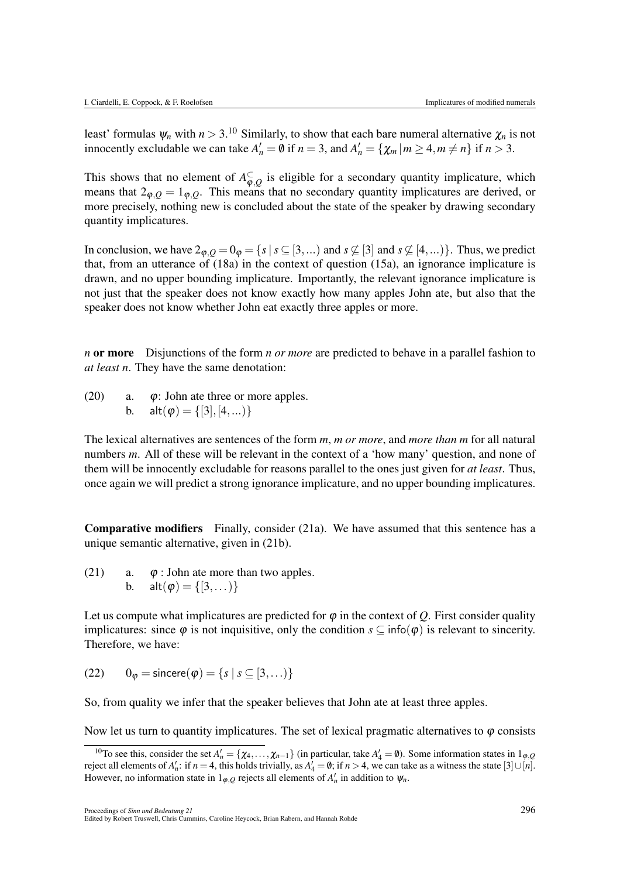least' formulas $\psi_n$ with $n > 3$.[10] Similarly, to show that each bare numeral alternative $\chi_n$ is not innocently excludable we can take $A'_n = \emptyset$ if $n = 3$, and $A'_n = \{\chi_m \mid m \geq 4, m \neq n\}$ if $n > 3$.

This shows that no element of $A^{\subseteq}_{\varphi,Q}$ is eligible for a secondary quantity implicature, which means that $2_{\varphi,Q} = 1_{\varphi,Q}$. This means that no secondary quantity implicatures are derived, or more precisely, nothing new is concluded about the state of the speaker by drawing secondary quantity implicatures.

In conclusion, we have $2_{\varphi,Q} = 0_\varphi = \{s \mid s \subseteq [3,...) \text{ and } s \not\subseteq [3] \text{ and } s \not\subseteq [4,...)\}$. Thus, we predict that, from an utterance of (18a) in the context of question (15a), an ignorance implicature is drawn, and no upper bounding implicature. Importantly, the relevant ignorance implicature is not just that the speaker does not know exactly how many apples John ate, but also that the speaker does not know whether John eat exactly three apples or more.

*n* **or more** Disjunctions of the form *n or more* are predicted to behave in a parallel fashion to *at least n*. They have the same denotation:

(20) a. $\varphi$: John ate three or more apples.
 b. $\mathsf{alt}(\varphi) = \{[3], [4,...)\}$

The lexical alternatives are sentences of the form *m*, *m or more*, and *more than m* for all natural numbers *m*. All of these will be relevant in the context of a 'how many' question, and none of them will be innocently excludable for reasons parallel to the ones just given for *at least*. Thus, once again we will predict a strong ignorance implicature, and no upper bounding implicatures.

**Comparative modifiers** Finally, consider (21a). We have assumed that this sentence has a unique semantic alternative, given in (21b).

(21) a. $\varphi$ : John ate more than two apples.
 b. $\mathsf{alt}(\varphi) = \{[3,\dots)\}$

Let us compute what implicatures are predicted for $\varphi$ in the context of $Q$. First consider quality implicatures: since $\varphi$ is not inquisitive, only the condition $s \subseteq \mathsf{info}(\varphi)$ is relevant to sincerity. Therefore, we have:

(22) $0_\varphi = \mathsf{sincere}(\varphi) = \{s \mid s \subseteq [3,\dots)\}$

So, from quality we infer that the speaker believes that John ate at least three apples.

Now let us turn to quantity implicatures. The set of lexical pragmatic alternatives to $\varphi$ consists

[10] To see this, consider the set $A'_n = \{\chi_4,\dots,\chi_{n-1}\}$ (in particular, take $A'_4 = \emptyset$). Some information states in $1_{\varphi,Q}$ reject all elements of $A'_n$: if $n = 4$, this holds trivially, as $A'_4 = \emptyset$; if $n > 4$, we can take as a witness the state $[3] \cup [n]$. However, no information state in $1_{\varphi,Q}$ rejects all elements of $A'_n$ in addition to $\psi_n$.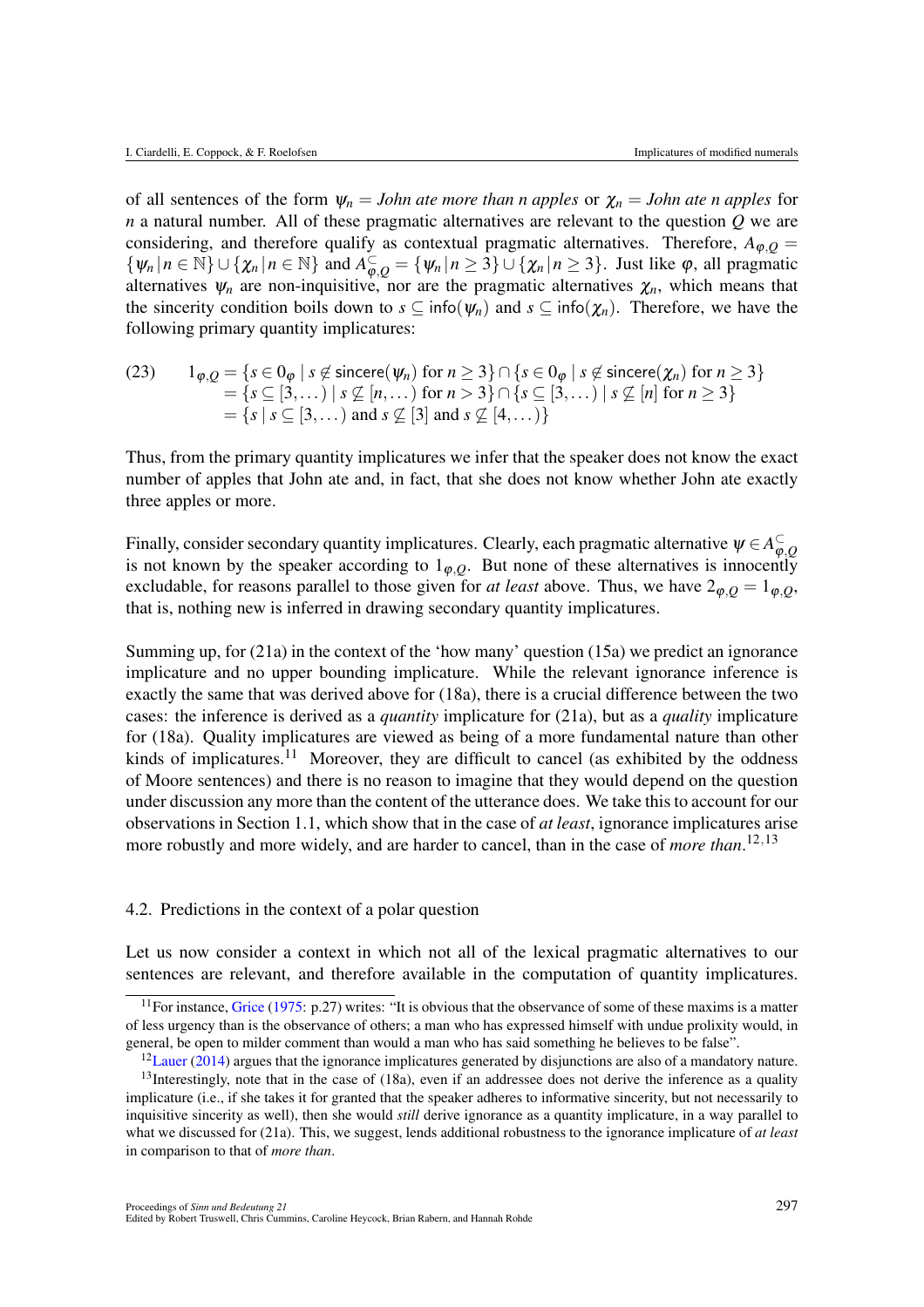of all sentences of the form $\psi_n$ = *John ate more than n apples* or $\chi_n$ = *John ate n apples* for $n$ a natural number. All of these pragmatic alternatives are relevant to the question $Q$ we are considering, and therefore qualify as contextual pragmatic alternatives. Therefore, $A_{\varphi,Q} = \{\psi_n \,|\, n \in \mathbb{N}\} \cup \{\chi_n \,|\, n \in \mathbb{N}\}$ and $A^{\subseteq}_{\varphi,Q} = \{\psi_n \,|\, n \geq 3\} \cup \{\chi_n \,|\, n \geq 3\}$. Just like $\varphi$, all pragmatic alternatives $\psi_n$ are non-inquisitive, nor are the pragmatic alternatives $\chi_n$, which means that the sincerity condition boils down to $s \subseteq \mathsf{info}(\psi_n)$ and $s \subseteq \mathsf{info}(\chi_n)$. Therefore, we have the following primary quantity implicatures:

(23)
$$
\begin{aligned}
1_{\varphi,Q} &= \{s \in 0_\varphi \mid s \notin \mathsf{sincere}(\psi_n) \text{ for } n \geq 3\} \cap \{s \in 0_\varphi \mid s \notin \mathsf{sincere}(\chi_n) \text{ for } n \geq 3\} \\
&= \{s \subseteq [3,\dots) \mid s \not\subseteq [n,\dots) \text{ for } n > 3\} \cap \{s \subseteq [3,\dots) \mid s \not\subseteq [n] \text{ for } n \geq 3\} \\
&= \{s \mid s \subseteq [3,\dots) \text{ and } s \not\subseteq [3] \text{ and } s \not\subseteq [4,\dots)\}
\end{aligned}
$$

Thus, from the primary quantity implicatures we infer that the speaker does not know the exact number of apples that John ate and, in fact, that she does not know whether John ate exactly three apples or more.

Finally, consider secondary quantity implicatures. Clearly, each pragmatic alternative $\psi \in A^{\subseteq}_{\varphi,Q}$ is not known by the speaker according to $1_{\varphi,Q}$. But none of these alternatives is innocently excludable, for reasons parallel to those given for *at least* above. Thus, we have $2_{\varphi,Q} = 1_{\varphi,Q}$, that is, nothing new is inferred in drawing secondary quantity implicatures.

Summing up, for (21a) in the context of the 'how many' question (15a) we predict an ignorance implicature and no upper bounding implicature. While the relevant ignorance inference is exactly the same that was derived above for (18a), there is a crucial difference between the two cases: the inference is derived as a *quantity* implicature for (21a), but as a *quality* implicature for (18a). Quality implicatures are viewed as being of a more fundamental nature than other kinds of implicatures.[11] Moreover, they are difficult to cancel (as exhibited by the oddness of Moore sentences) and there is no reason to imagine that they would depend on the question under discussion any more than the content of the utterance does. We take this to account for our observations in Section 1.1, which show that in the case of *at least*, ignorance implicatures arise more robustly and more widely, and are harder to cancel, than in the case of *more than*.[12,13]

### 4.2. Predictions in the context of a polar question

Let us now consider a context in which not all of the lexical pragmatic alternatives to our sentences are relevant, and therefore available in the computation of quantity implicatures.

---

[11] For instance, Grice (1975: p.27) writes: "It is obvious that the observance of some of these maxims is a matter of less urgency than is the observance of others; a man who has expressed himself with undue prolixity would, in general, be open to milder comment than would a man who has said something he believes to be false".

[12] Lauer (2014) argues that the ignorance implicatures generated by disjunctions are also of a mandatory nature.

[13] Interestingly, note that in the case of (18a), even if an addressee does not derive the inference as a quality implicature (i.e., if she takes it for granted that the speaker adheres to informative sincerity, but not necessarily to inquisitive sincerity as well), then she would *still* derive ignorance as a quantity implicature, in a way parallel to what we discussed for (21a). This, we suggest, lends additional robustness to the ignorance implicature of *at least* in comparison to that of *more than*.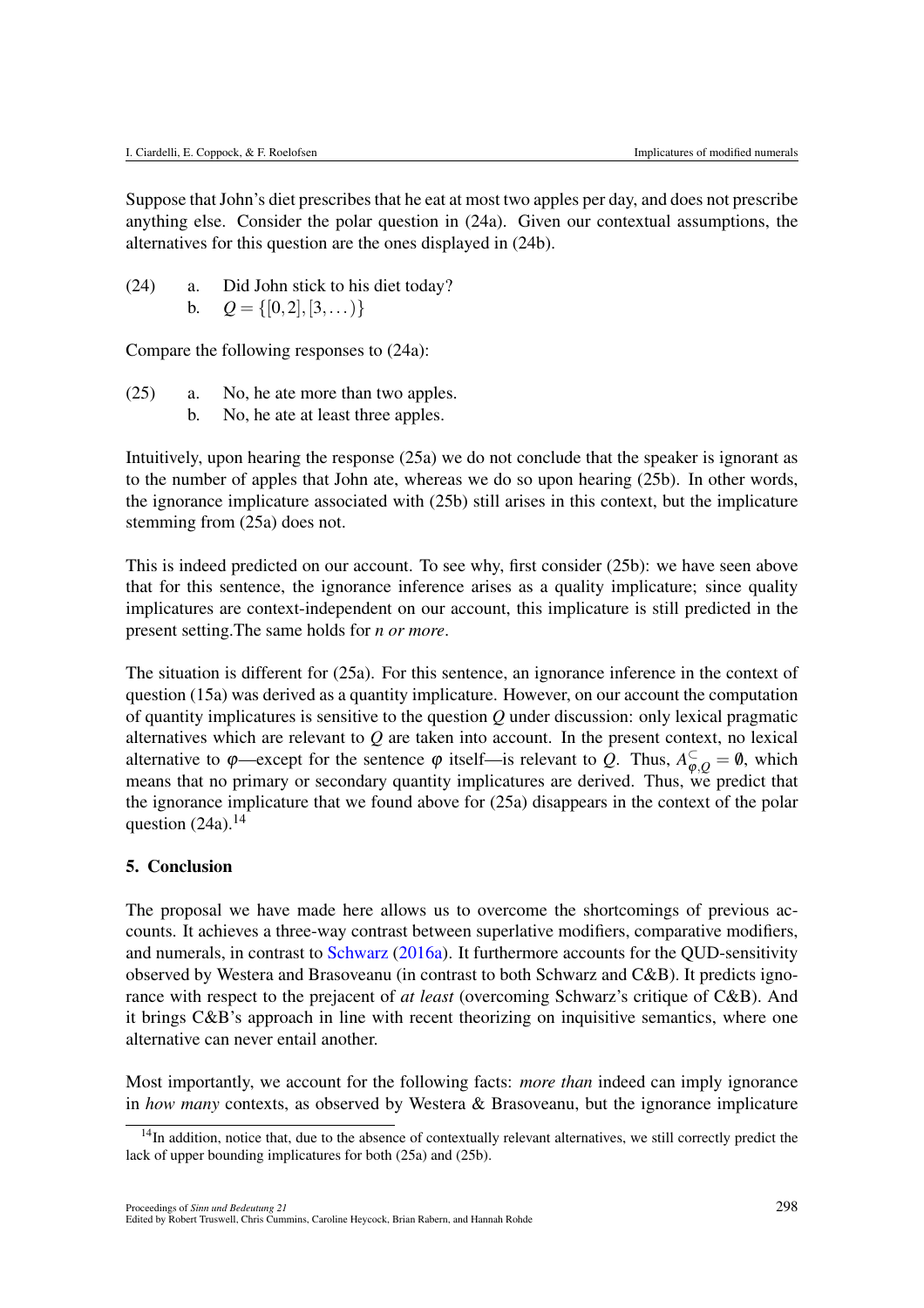Suppose that John's diet prescribes that he eat at most two apples per day, and does not prescribe anything else. Consider the polar question in (24a). Given our contextual assumptions, the alternatives for this question are the ones displayed in (24b).

(24) a. Did John stick to his diet today?
  b. $Q = \{[0,2], [3,\dots)\}$

Compare the following responses to (24a):

(25) a. No, he ate more than two apples.
  b. No, he ate at least three apples.

Intuitively, upon hearing the response (25a) we do not conclude that the speaker is ignorant as to the number of apples that John ate, whereas we do so upon hearing (25b). In other words, the ignorance implicature associated with (25b) still arises in this context, but the implicature stemming from (25a) does not.

This is indeed predicted on our account. To see why, first consider (25b): we have seen above that for this sentence, the ignorance inference arises as a quality implicature; since quality implicatures are context-independent on our account, this implicature is still predicted in the present setting.The same holds for *n or more*.

The situation is different for (25a). For this sentence, an ignorance inference in the context of question (15a) was derived as a quantity implicature. However, on our account the computation of quantity implicatures is sensitive to the question $Q$ under discussion: only lexical pragmatic alternatives which are relevant to $Q$ are taken into account. In the present context, no lexical alternative to $\varphi$—except for the sentence $\varphi$ itself—is relevant to $Q$. Thus, $A^{\subseteq}_{\varphi,Q} = \emptyset$, which means that no primary or secondary quantity implicatures are derived. Thus, we predict that the ignorance implicature that we found above for (25a) disappears in the context of the polar question (24a).[14]

## 5. Conclusion

The proposal we have made here allows us to overcome the shortcomings of previous accounts. It achieves a three-way contrast between superlative modifiers, comparative modifiers, and numerals, in contrast to Schwarz (2016a). It furthermore accounts for the QUD-sensitivity observed by Westera and Brasoveanu (in contrast to both Schwarz and C&B). It predicts ignorance with respect to the prejacent of *at least* (overcoming Schwarz's critique of C&B). And it brings C&B's approach in line with recent theorizing on inquisitive semantics, where one alternative can never entail another.

Most importantly, we account for the following facts: *more than* indeed can imply ignorance in *how many* contexts, as observed by Westera & Brasoveanu, but the ignorance implicature

[14] In addition, notice that, due to the absence of contextually relevant alternatives, we still correctly predict the lack of upper bounding implicatures for both (25a) and (25b).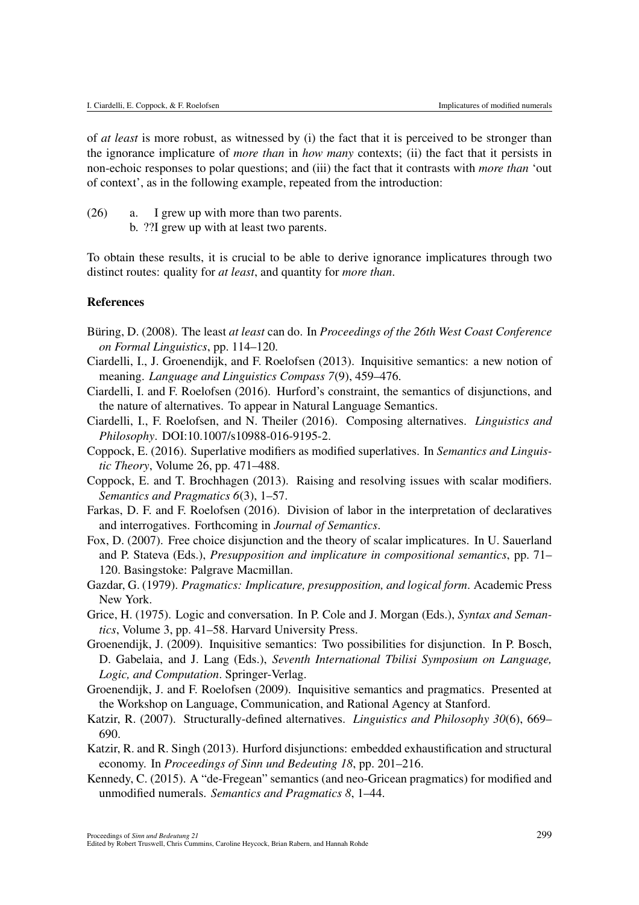of *at least* is more robust, as witnessed by (i) the fact that it is perceived to be stronger than the ignorance implicature of *more than* in *how many* contexts; (ii) the fact that it persists in non-echoic responses to polar questions; and (iii) the fact that it contrasts with *more than* 'out of context', as in the following example, repeated from the introduction:

(26) a. I grew up with more than two parents.
  b. ??I grew up with at least two parents.

To obtain these results, it is crucial to be able to derive ignorance implicatures through two distinct routes: quality for *at least*, and quantity for *more than*.

## References

Büring, D. (2008). The least *at least* can do. In *Proceedings of the 26th West Coast Conference on Formal Linguistics*, pp. 114–120.

Ciardelli, I., J. Groenendijk, and F. Roelofsen (2013). Inquisitive semantics: a new notion of meaning. *Language and Linguistics Compass 7*(9), 459–476.

Ciardelli, I. and F. Roelofsen (2016). Hurford's constraint, the semantics of disjunctions, and the nature of alternatives. To appear in Natural Language Semantics.

Ciardelli, I., F. Roelofsen, and N. Theiler (2016). Composing alternatives. *Linguistics and Philosophy*. DOI:10.1007/s10988-016-9195-2.

Coppock, E. (2016). Superlative modifiers as modified superlatives. In *Semantics and Linguistic Theory*, Volume 26, pp. 471–488.

Coppock, E. and T. Brochhagen (2013). Raising and resolving issues with scalar modifiers. *Semantics and Pragmatics 6*(3), 1–57.

Farkas, D. F. and F. Roelofsen (2016). Division of labor in the interpretation of declaratives and interrogatives. Forthcoming in *Journal of Semantics*.

Fox, D. (2007). Free choice disjunction and the theory of scalar implicatures. In U. Sauerland and P. Stateva (Eds.), *Presupposition and implicature in compositional semantics*, pp. 71–120. Basingstoke: Palgrave Macmillan.

Gazdar, G. (1979). *Pragmatics: Implicature, presupposition, and logical form*. Academic Press New York.

Grice, H. (1975). Logic and conversation. In P. Cole and J. Morgan (Eds.), *Syntax and Semantics*, Volume 3, pp. 41–58. Harvard University Press.

Groenendijk, J. (2009). Inquisitive semantics: Two possibilities for disjunction. In P. Bosch, D. Gabelaia, and J. Lang (Eds.), *Seventh International Tbilisi Symposium on Language, Logic, and Computation*. Springer-Verlag.

Groenendijk, J. and F. Roelofsen (2009). Inquisitive semantics and pragmatics. Presented at the Workshop on Language, Communication, and Rational Agency at Stanford.

Katzir, R. (2007). Structurally-defined alternatives. *Linguistics and Philosophy 30*(6), 669–690.

Katzir, R. and R. Singh (2013). Hurford disjunctions: embedded exhaustification and structural economy. In *Proceedings of Sinn und Bedeutung 18*, pp. 201–216.

Kennedy, C. (2015). A "de-Fregean" semantics (and neo-Gricean pragmatics) for modified and unmodified numerals. *Semantics and Pragmatics 8*, 1–44.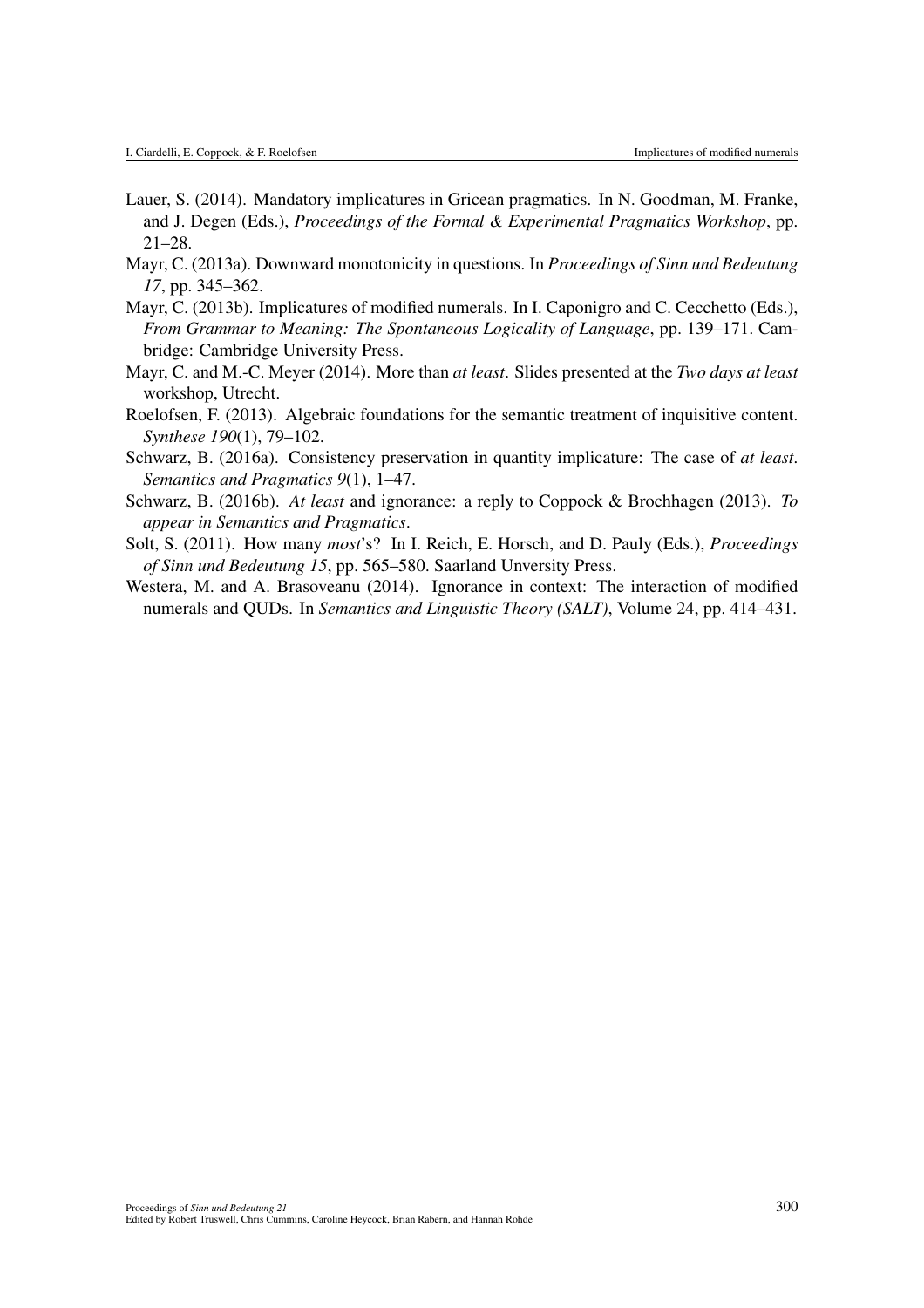Lauer, S. (2014). Mandatory implicatures in Gricean pragmatics. In N. Goodman, M. Franke, and J. Degen (Eds.), *Proceedings of the Formal & Experimental Pragmatics Workshop*, pp. 21–28.

Mayr, C. (2013a). Downward monotonicity in questions. In *Proceedings of Sinn und Bedeutung 17*, pp. 345–362.

Mayr, C. (2013b). Implicatures of modified numerals. In I. Caponigro and C. Cecchetto (Eds.), *From Grammar to Meaning: The Spontaneous Logicality of Language*, pp. 139–171. Cambridge: Cambridge University Press.

Mayr, C. and M.-C. Meyer (2014). More than *at least*. Slides presented at the *Two days at least* workshop, Utrecht.

Roelofsen, F. (2013). Algebraic foundations for the semantic treatment of inquisitive content. *Synthese 190*(1), 79–102.

Schwarz, B. (2016a). Consistency preservation in quantity implicature: The case of *at least*. *Semantics and Pragmatics 9*(1), 1–47.

Schwarz, B. (2016b). *At least* and ignorance: a reply to Coppock & Brochhagen (2013). *To appear in Semantics and Pragmatics*.

Solt, S. (2011). How many *most*'s? In I. Reich, E. Horsch, and D. Pauly (Eds.), *Proceedings of Sinn und Bedeutung 15*, pp. 565–580. Saarland Unversity Press.

Westera, M. and A. Brasoveanu (2014). Ignorance in context: The interaction of modified numerals and QUDs. In *Semantics and Linguistic Theory (SALT)*, Volume 24, pp. 414–431.